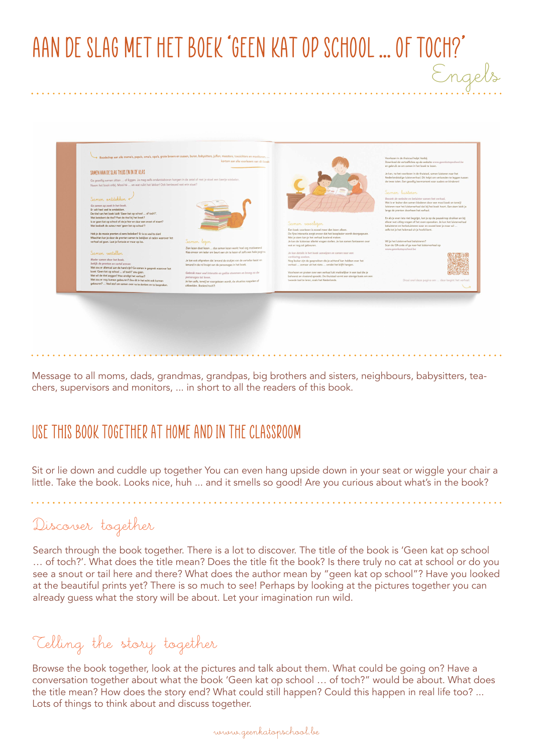# AAN DE SLAG MET HET BOEK 'GEEN KAT OP SCHOOL ... OF TOCH?'

Engels

Message to all moms, dads, grandmas, grandpas, big brothers and sisters, neighbours, babysitters, teachers, supervisors and monitors, ... in short to all the readers of this book.

## USE THIS BOOK TOGETHER AT HOME AND IN THE CLASSROOM

Sit or lie down and cuddle up together You can even hang upside down in your seat or wiggle your chair a little. Take the book. Looks nice, huh ... and it smells so good! Are you curious about what's in the book?

### Discover together

Search through the book together. There is a lot to discover. The title of the book is 'Geen kat op school … of toch?'. What does the title mean? Does the title fit the book? Is there truly no cat at school or do you see a snout or tail here and there? What does the author mean by "geen kat op school"? Have you looked at the beautiful prints yet? There is so much to see! Perhaps by looking at the pictures together you can already guess what the story will be about. Let your imagination run wild.

### Telling the story together

Browse the book together, look at the pictures and talk about them. What could be going on? Have a conversation together about what the book 'Geen kat op school … of toch?" would be about. What does the title mean? How does the story end? What could still happen? Could this happen in real life too? ... Lots of things to think about and discuss together.

www.geenkatopschool.be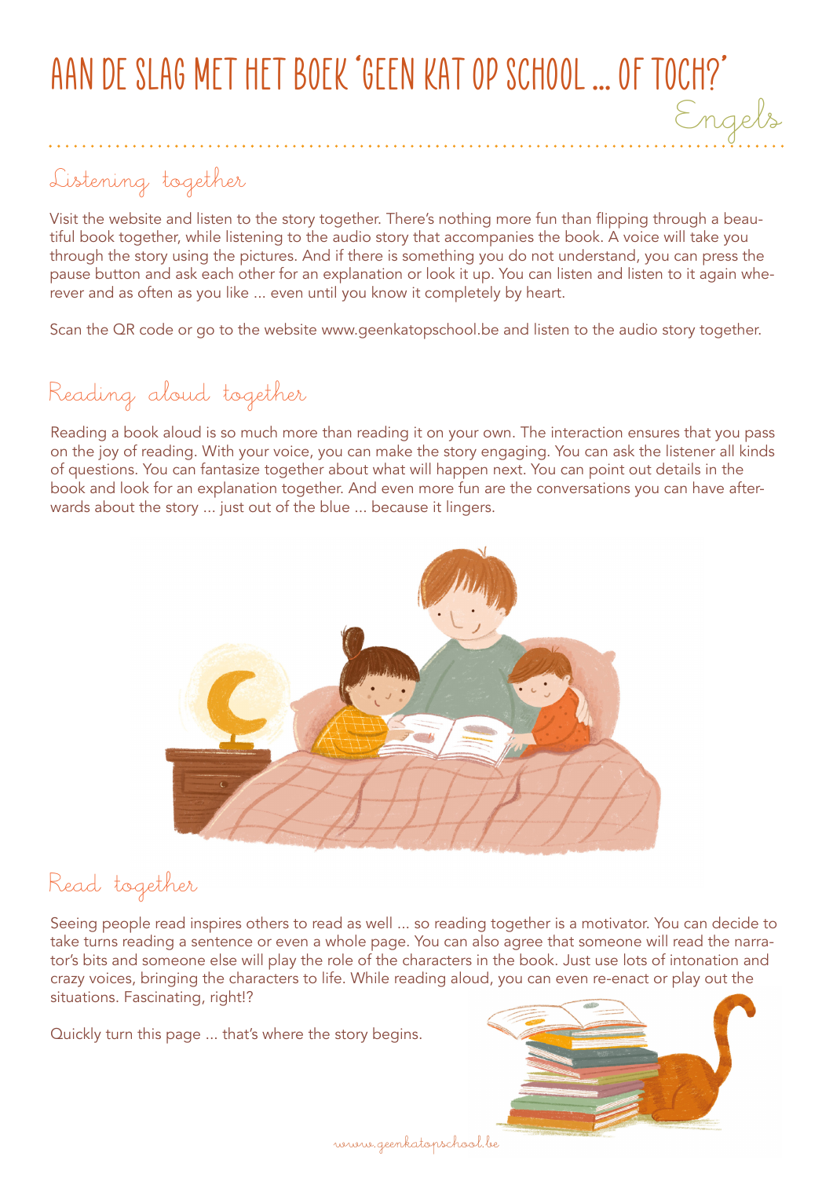# AAN DE SLAG MET HET BOEK 'GEEN KAT OP SCHOOL ... OF TOCH?'

Engels

## Listening together

Visit the website and listen to the story together. There's nothing more fun than flipping through a beautiful book together, while listening to the audio story that accompanies the book. A voice will take you through the story using the pictures. And if there is something you do not understand, you can press the pause button and ask each other for an explanation or look it up. You can listen and listen to it again wherever and as often as you like ... even until you know it completely by heart.

Scan the QR code or go to the website www.geenkatopschool.be and listen to the audio story together.

## Reading aloud together

Reading a book aloud is so much more than reading it on your own. The interaction ensures that you pass on the joy of reading. With your voice, you can make the story engaging. You can ask the listener all kinds of questions. You can fantasize together about what will happen next. You can point out details in the book and look for an explanation together. And even more fun are the conversations you can have afterwards about the story ... just out of the blue ... because it lingers.

## Read together

Seeing people read inspires others to read as well ... so reading together is a motivator. You can decide to take turns reading a sentence or even a whole page. You can also agree that someone will read the narrator's bits and someone else will play the role of the characters in the book. Just use lots of intonation and crazy voices, bringing the characters to life. While reading aloud, you can even re-enact or play out the situations. Fascinating, right!?

Quickly turn this page ... that's where the story begins.

www.geenkatopschool.be